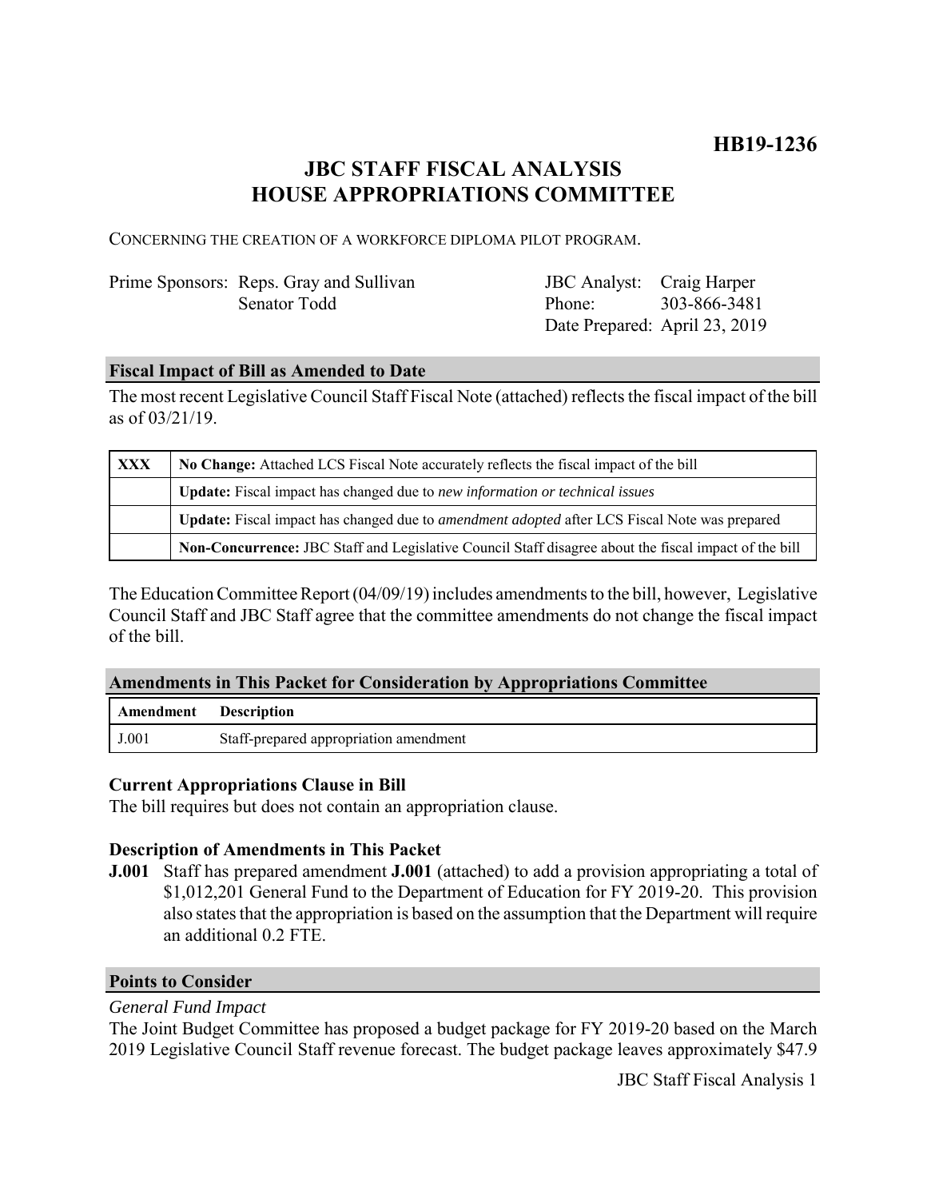**HB19-1236**

# JBC STAFF FISCAL ANALYSIS
# HOUSE APPROPRIATIONS COMMITTEE

CONCERNING THE CREATION OF A WORKFORCE DIPLOMA PILOT PROGRAM.

| | | | |
|---|---|---|---|
| Prime Sponsors: | Reps. Gray and Sullivan | JBC Analyst: | Craig Harper |
| | Senator Todd | Phone: | 303-866-3481 |
| | | Date Prepared: | April 23, 2019 |

## Fiscal Impact of Bill as Amended to Date

The most recent Legislative Council Staff Fiscal Note (attached) reflects the fiscal impact of the bill as of 03/21/19.

| | |
|---|---|
| XXX | **No Change:** Attached LCS Fiscal Note accurately reflects the fiscal impact of the bill |
| | **Update:** Fiscal impact has changed due to *new information or technical issues* |
| | **Update:** Fiscal impact has changed due to *amendment adopted* after LCS Fiscal Note was prepared |
| | **Non-Concurrence:** JBC Staff and Legislative Council Staff disagree about the fiscal impact of the bill |

The Education Committee Report (04/09/19) includes amendments to the bill, however, Legislative Council Staff and JBC Staff agree that the committee amendments do not change the fiscal impact of the bill.

## Amendments in This Packet for Consideration by Appropriations Committee

| Amendment | Description |
|---|---|
| J.001 | Staff-prepared appropriation amendment |

### Current Appropriations Clause in Bill

The bill requires but does not contain an appropriation clause.

### Description of Amendments in This Packet

**J.001** Staff has prepared amendment **J.001** (attached) to add a provision appropriating a total of $1,012,201 General Fund to the Department of Education for FY 2019-20. This provision also states that the appropriation is based on the assumption that the Department will require an additional 0.2 FTE.

## Points to Consider

*General Fund Impact*

The Joint Budget Committee has proposed a budget package for FY 2019-20 based on the March 2019 Legislative Council Staff revenue forecast. The budget package leaves approximately $47.9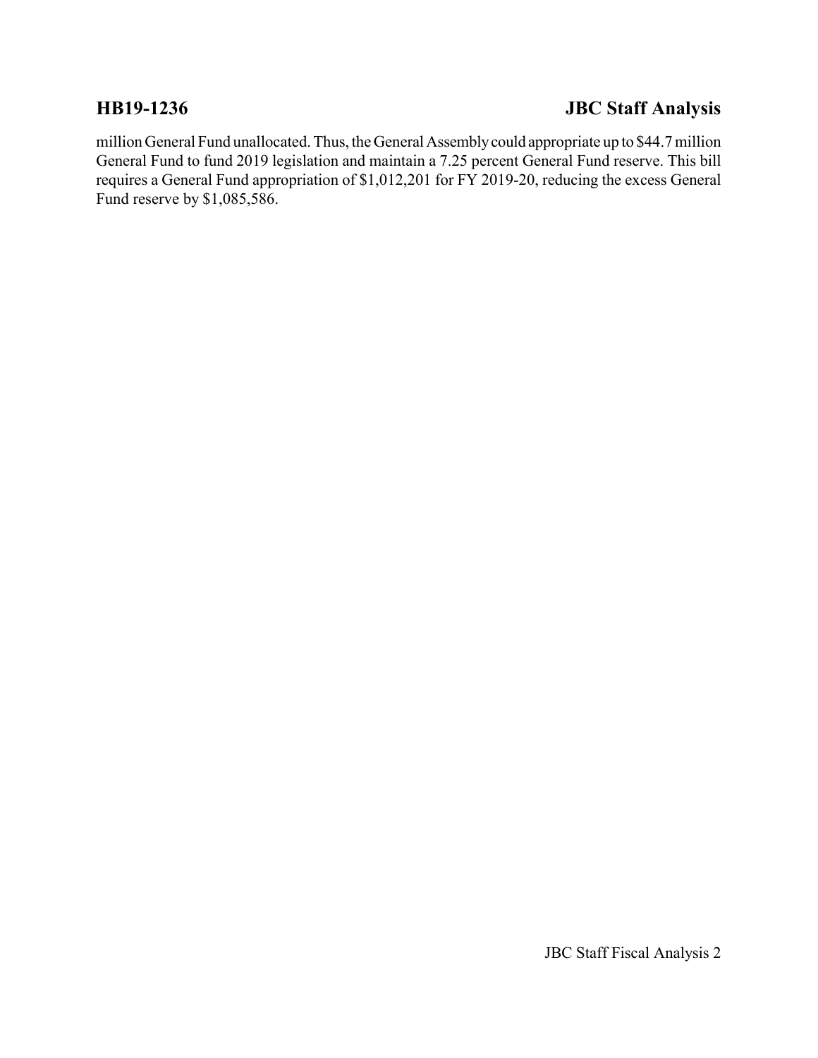million General Fund unallocated. Thus, the General Assembly could appropriate up to $44.7 million General Fund to fund 2019 legislation and maintain a 7.25 percent General Fund reserve. This bill requires a General Fund appropriation of $1,012,201 for FY 2019-20, reducing the excess General Fund reserve by $1,085,586.